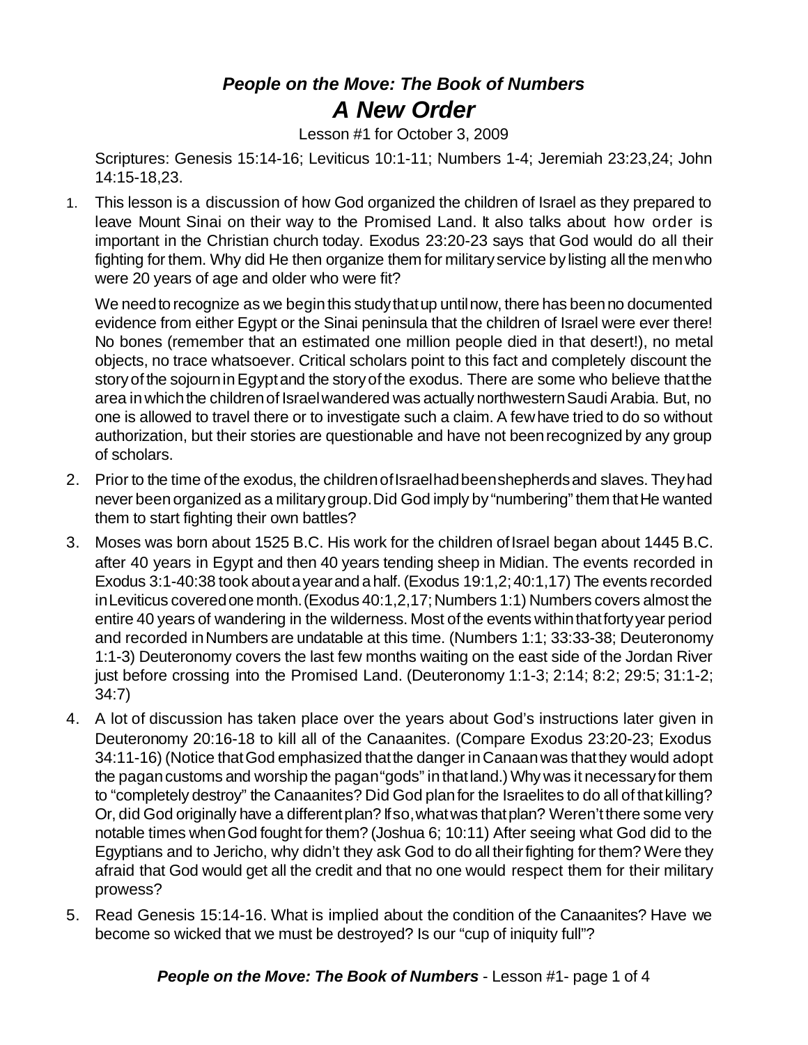# *People on the Move: The Book of Numbers*
# *A New Order*

Lesson #1 for October 3, 2009

Scriptures: Genesis 15:14-16; Leviticus 10:1-11; Numbers 1-4; Jeremiah 23:23,24; John 14:15-18,23.

1. This lesson is a discussion of how God organized the children of Israel as they prepared to leave Mount Sinai on their way to the Promised Land. It also talks about how order is important in the Christian church today. Exodus 23:20-23 says that God would do all their fighting for them. Why did He then organize them for military service by listing all the men who were 20 years of age and older who were fit?

   We need to recognize as we begin this study that up until now, there has been no documented evidence from either Egypt or the Sinai peninsula that the children of Israel were ever there! No bones (remember that an estimated one million people died in that desert!), no metal objects, no trace whatsoever. Critical scholars point to this fact and completely discount the story of the sojourn in Egypt and the story of the exodus. There are some who believe that the area in which the children of Israel wandered was actually northwestern Saudi Arabia. But, no one is allowed to travel there or to investigate such a claim. A few have tried to do so without authorization, but their stories are questionable and have not been recognized by any group of scholars.

2. Prior to the time of the exodus, the children of Israel had been shepherds and slaves. They had never been organized as a military group. Did God imply by "numbering" them that He wanted them to start fighting their own battles?

3. Moses was born about 1525 B.C. His work for the children of Israel began about 1445 B.C. after 40 years in Egypt and then 40 years tending sheep in Midian. The events recorded in Exodus 3:1-40:38 took about a year and a half. (Exodus 19:1,2; 40:1,17) The events recorded in Leviticus covered one month. (Exodus 40:1,2,17; Numbers 1:1) Numbers covers almost the entire 40 years of wandering in the wilderness. Most of the events within that forty year period and recorded in Numbers are undatable at this time. (Numbers 1:1; 33:33-38; Deuteronomy 1:1-3) Deuteronomy covers the last few months waiting on the east side of the Jordan River just before crossing into the Promised Land. (Deuteronomy 1:1-3; 2:14; 8:2; 29:5; 31:1-2; 34:7)

4. A lot of discussion has taken place over the years about God's instructions later given in Deuteronomy 20:16-18 to kill all of the Canaanites. (Compare Exodus 23:20-23; Exodus 34:11-16) (Notice that God emphasized that the danger in Canaan was that they would adopt the pagan customs and worship the pagan "gods" in that land.) Why was it necessary for them to "completely destroy" the Canaanites? Did God plan for the Israelites to do all of that killing? Or, did God originally have a different plan? If so, what was that plan? Weren't there some very notable times when God fought for them? (Joshua 6; 10:11) After seeing what God did to the Egyptians and to Jericho, why didn't they ask God to do all their fighting for them? Were they afraid that God would get all the credit and that no one would respect them for their military prowess?

5. Read Genesis 15:14-16. What is implied about the condition of the Canaanites? Have we become so wicked that we must be destroyed? Is our "cup of iniquity full"?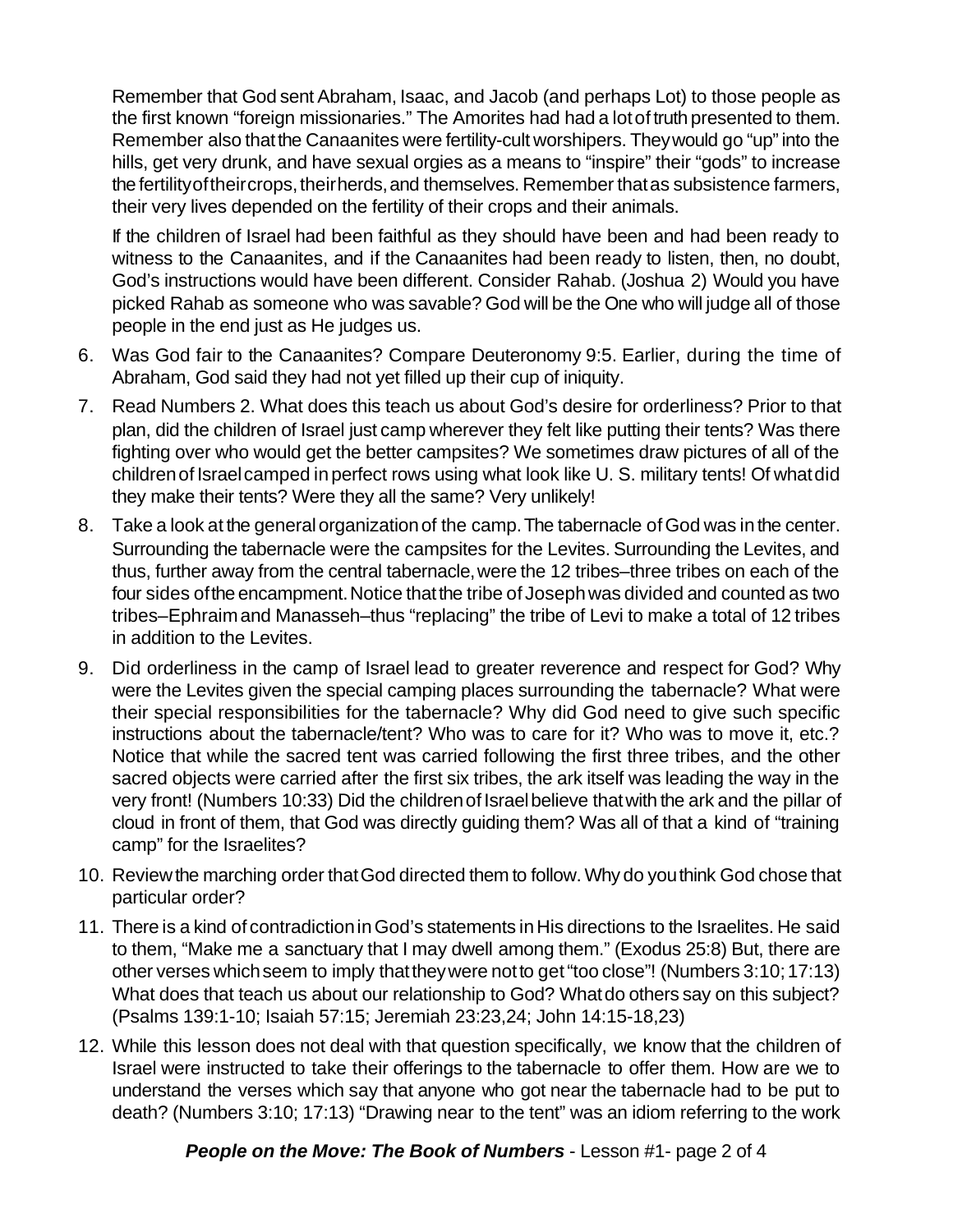Remember that God sent Abraham, Isaac, and Jacob (and perhaps Lot) to those people as the first known "foreign missionaries." The Amorites had had a lot of truth presented to them. Remember also that the Canaanites were fertility-cult worshipers. They would go "up" into the hills, get very drunk, and have sexual orgies as a means to "inspire" their "gods" to increase the fertility of their crops, their herds, and themselves. Remember that as subsistence farmers, their very lives depended on the fertility of their crops and their animals.

If the children of Israel had been faithful as they should have been and had been ready to witness to the Canaanites, and if the Canaanites had been ready to listen, then, no doubt, God's instructions would have been different. Consider Rahab. (Joshua 2) Would you have picked Rahab as someone who was savable? God will be the One who will judge all of those people in the end just as He judges us.

6. Was God fair to the Canaanites? Compare Deuteronomy 9:5. Earlier, during the time of Abraham, God said they had not yet filled up their cup of iniquity.

7. Read Numbers 2. What does this teach us about God's desire for orderliness? Prior to that plan, did the children of Israel just camp wherever they felt like putting their tents? Was there fighting over who would get the better campsites? We sometimes draw pictures of all of the children of Israel camped in perfect rows using what look like U. S. military tents! Of what did they make their tents? Were they all the same? Very unlikely!

8. Take a look at the general organization of the camp. The tabernacle of God was in the center. Surrounding the tabernacle were the campsites for the Levites. Surrounding the Levites, and thus, further away from the central tabernacle, were the 12 tribes–three tribes on each of the four sides of the encampment. Notice that the tribe of Joseph was divided and counted as two tribes–Ephraim and Manasseh–thus "replacing" the tribe of Levi to make a total of 12 tribes in addition to the Levites.

9. Did orderliness in the camp of Israel lead to greater reverence and respect for God? Why were the Levites given the special camping places surrounding the tabernacle? What were their special responsibilities for the tabernacle? Why did God need to give such specific instructions about the tabernacle/tent? Who was to care for it? Who was to move it, etc.? Notice that while the sacred tent was carried following the first three tribes, and the other sacred objects were carried after the first six tribes, the ark itself was leading the way in the very front! (Numbers 10:33) Did the children of Israel believe that with the ark and the pillar of cloud in front of them, that God was directly guiding them? Was all of that a kind of "training camp" for the Israelites?

10. Review the marching order that God directed them to follow. Why do you think God chose that particular order?

11. There is a kind of contradiction in God's statements in His directions to the Israelites. He said to them, "Make me a sanctuary that I may dwell among them." (Exodus 25:8) But, there are other verses which seem to imply that they were not to get "too close"! (Numbers 3:10; 17:13) What does that teach us about our relationship to God? What do others say on this subject? (Psalms 139:1-10; Isaiah 57:15; Jeremiah 23:23,24; John 14:15-18,23)

12. While this lesson does not deal with that question specifically, we know that the children of Israel were instructed to take their offerings to the tabernacle to offer them. How are we to understand the verses which say that anyone who got near the tabernacle had to be put to death? (Numbers 3:10; 17:13) "Drawing near to the tent" was an idiom referring to the work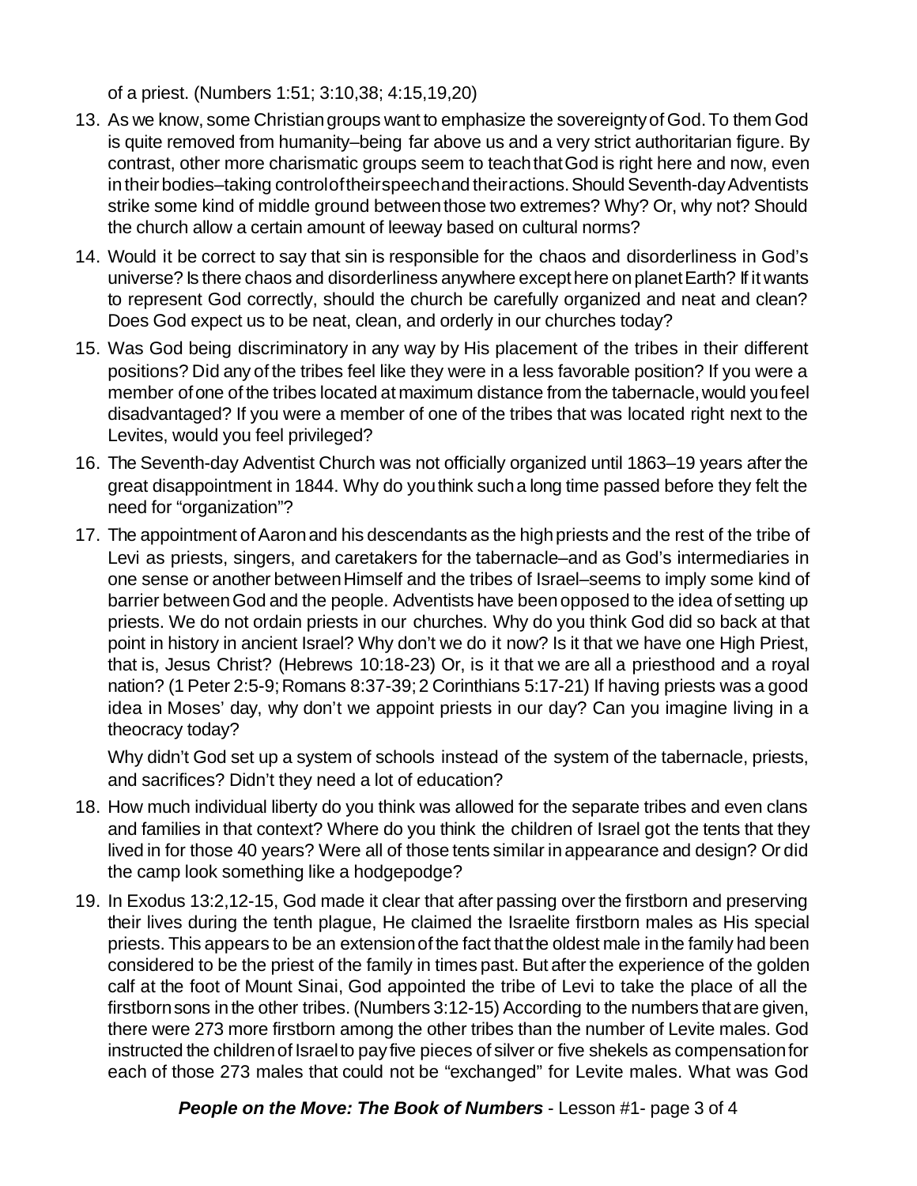of a priest. (Numbers 1:51; 3:10,38; 4:15,19,20)

13. As we know, some Christian groups want to emphasize the sovereignty of God. To them God is quite removed from humanity–being far above us and a very strict authoritarian figure. By contrast, other more charismatic groups seem to teach that God is right here and now, even in their bodies–taking control of their speech and their actions. Should Seventh-day Adventists strike some kind of middle ground between those two extremes? Why? Or, why not? Should the church allow a certain amount of leeway based on cultural norms?
14. Would it be correct to say that sin is responsible for the chaos and disorderliness in God's universe? Is there chaos and disorderliness anywhere except here on planet Earth? If it wants to represent God correctly, should the church be carefully organized and neat and clean? Does God expect us to be neat, clean, and orderly in our churches today?
15. Was God being discriminatory in any way by His placement of the tribes in their different positions? Did any of the tribes feel like they were in a less favorable position? If you were a member of one of the tribes located at maximum distance from the tabernacle, would you feel disadvantaged? If you were a member of one of the tribes that was located right next to the Levites, would you feel privileged?
16. The Seventh-day Adventist Church was not officially organized until 1863–19 years after the great disappointment in 1844. Why do you think such a long time passed before they felt the need for "organization"?
17. The appointment of Aaron and his descendants as the high priests and the rest of the tribe of Levi as priests, singers, and caretakers for the tabernacle–and as God's intermediaries in one sense or another between Himself and the tribes of Israel–seems to imply some kind of barrier between God and the people. Adventists have been opposed to the idea of setting up priests. We do not ordain priests in our churches. Why do you think God did so back at that point in history in ancient Israel? Why don't we do it now? Is it that we have one High Priest, that is, Jesus Christ? (Hebrews 10:18-23) Or, is it that we are all a priesthood and a royal nation? (1 Peter 2:5-9; Romans 8:37-39; 2 Corinthians 5:17-21) If having priests was a good idea in Moses' day, why don't we appoint priests in our day? Can you imagine living in a theocracy today?

    Why didn't God set up a system of schools instead of the system of the tabernacle, priests, and sacrifices? Didn't they need a lot of education?

18. How much individual liberty do you think was allowed for the separate tribes and even clans and families in that context? Where do you think the children of Israel got the tents that they lived in for those 40 years? Were all of those tents similar in appearance and design? Or did the camp look something like a hodgepodge?
19. In Exodus 13:2,12-15, God made it clear that after passing over the firstborn and preserving their lives during the tenth plague, He claimed the Israelite firstborn males as His special priests. This appears to be an extension of the fact that the oldest male in the family had been considered to be the priest of the family in times past. But after the experience of the golden calf at the foot of Mount Sinai, God appointed the tribe of Levi to take the place of all the firstborn sons in the other tribes. (Numbers 3:12-15) According to the numbers that are given, there were 273 more firstborn among the other tribes than the number of Levite males. God instructed the children of Israel to pay five pieces of silver or five shekels as compensation for each of those 273 males that could not be "exchanged" for Levite males. What was God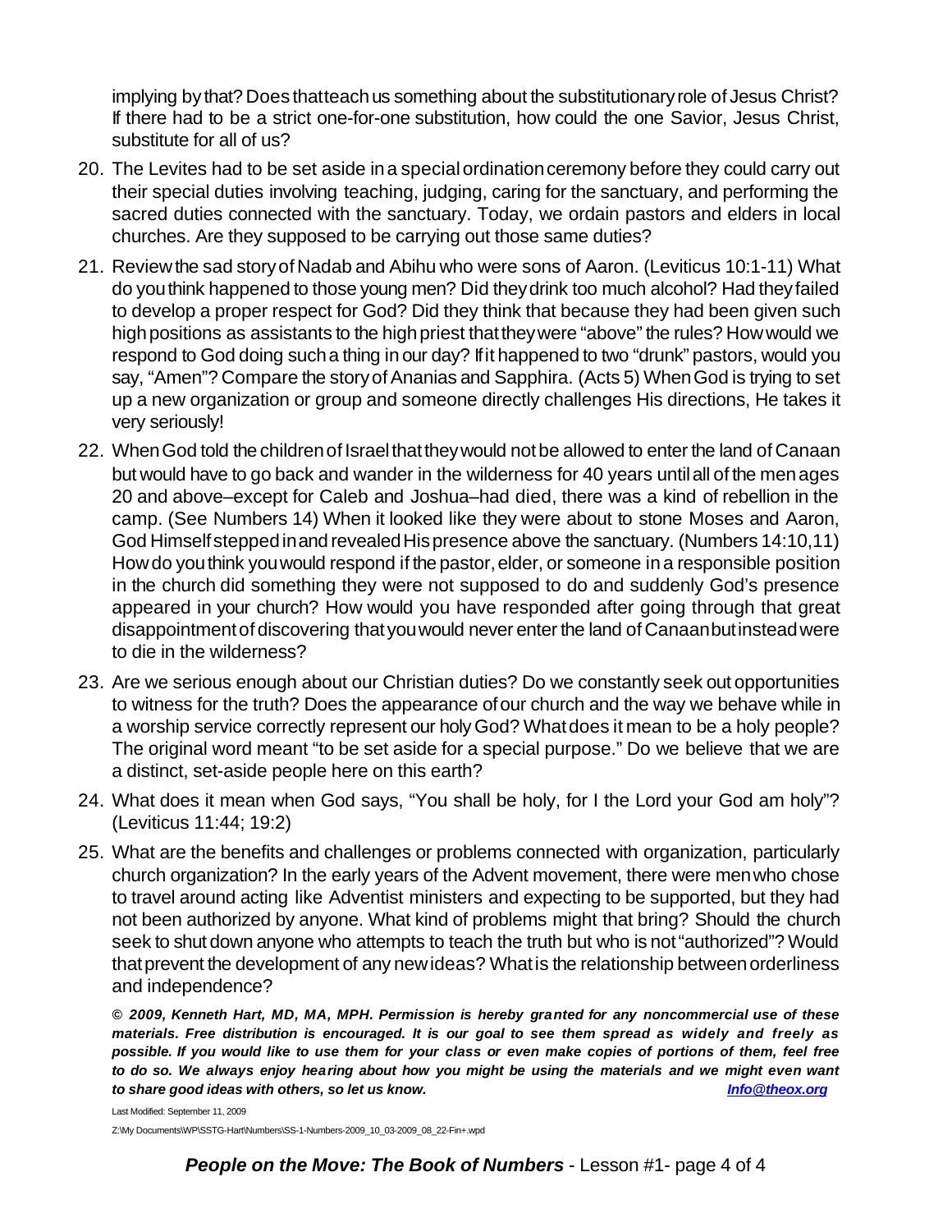implying by that? Does that teach us something about the substitutionary role of Jesus Christ? If there had to be a strict one-for-one substitution, how could the one Savior, Jesus Christ, substitute for all of us?

20. The Levites had to be set aside in a special ordination ceremony before they could carry out their special duties involving teaching, judging, caring for the sanctuary, and performing the sacred duties connected with the sanctuary. Today, we ordain pastors and elders in local churches. Are they supposed to be carrying out those same duties?
21. Review the sad story of Nadab and Abihu who were sons of Aaron. (Leviticus 10:1-11) What do you think happened to those young men? Did they drink too much alcohol? Had they failed to develop a proper respect for God? Did they think that because they had been given such high positions as assistants to the high priest that they were "above" the rules? How would we respond to God doing such a thing in our day? If it happened to two "drunk" pastors, would you say, "Amen"? Compare the story of Ananias and Sapphira. (Acts 5) When God is trying to set up a new organization or group and someone directly challenges His directions, He takes it very seriously!
22. When God told the children of Israel that they would not be allowed to enter the land of Canaan but would have to go back and wander in the wilderness for 40 years until all of the men ages 20 and above–except for Caleb and Joshua–had died, there was a kind of rebellion in the camp. (See Numbers 14) When it looked like they were about to stone Moses and Aaron, God Himself stepped in and revealed His presence above the sanctuary. (Numbers 14:10,11) How do you think you would respond if the pastor, elder, or someone in a responsible position in the church did something they were not supposed to do and suddenly God's presence appeared in your church? How would you have responded after going through that great disappointment of discovering that you would never enter the land of Canaan but instead were to die in the wilderness?
23. Are we serious enough about our Christian duties? Do we constantly seek out opportunities to witness for the truth? Does the appearance of our church and the way we behave while in a worship service correctly represent our holy God? What does it mean to be a holy people? The original word meant "to be set aside for a special purpose." Do we believe that we are a distinct, set-aside people here on this earth?
24. What does it mean when God says, "You shall be holy, for I the Lord your God am holy"? (Leviticus 11:44; 19:2)
25. What are the benefits and challenges or problems connected with organization, particularly church organization? In the early years of the Advent movement, there were men who chose to travel around acting like Adventist ministers and expecting to be supported, but they had not been authorized by anyone. What kind of problems might that bring? Should the church seek to shut down anyone who attempts to teach the truth but who is not "authorized"? Would that prevent the development of any new ideas? What is the relationship between orderliness and independence?

***© 2009, Kenneth Hart, MD, MA, MPH. Permission is hereby granted for any noncommercial use of these materials. Free distribution is encouraged. It is our goal to see them spread as widely and freely as possible. If you would like to use them for your class or even make copies of portions of them, feel free to do so. We always enjoy hearing about how you might be using the materials and we might even want to share good ideas with others, so let us know.*** ***Info@theox.org***

Last Modified: September 11, 2009

Z:\My Documents\WP\SSTG-Hart\Numbers\SS-1-Numbers-2009_10_03-2009_08_22-Fin+.wpd